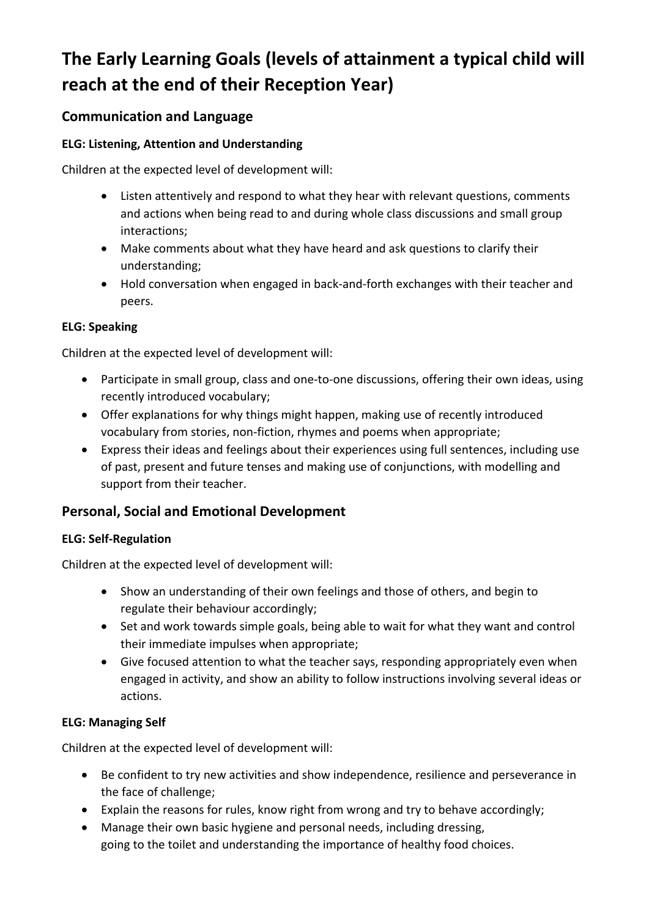# The Early Learning Goals (levels of attainment a typical child will reach at the end of their Reception Year)

## Communication and Language

### ELG: Listening, Attention and Understanding

Children at the expected level of development will:

- Listen attentively and respond to what they hear with relevant questions, comments and actions when being read to and during whole class discussions and small group interactions;
- Make comments about what they have heard and ask questions to clarify their understanding;
- Hold conversation when engaged in back-and-forth exchanges with their teacher and peers.

### ELG: Speaking

Children at the expected level of development will:

- Participate in small group, class and one-to-one discussions, offering their own ideas, using recently introduced vocabulary;
- Offer explanations for why things might happen, making use of recently introduced vocabulary from stories, non-fiction, rhymes and poems when appropriate;
- Express their ideas and feelings about their experiences using full sentences, including use of past, present and future tenses and making use of conjunctions, with modelling and support from their teacher.

## Personal, Social and Emotional Development

### ELG: Self-Regulation

Children at the expected level of development will:

- Show an understanding of their own feelings and those of others, and begin to regulate their behaviour accordingly;
- Set and work towards simple goals, being able to wait for what they want and control their immediate impulses when appropriate;
- Give focused attention to what the teacher says, responding appropriately even when engaged in activity, and show an ability to follow instructions involving several ideas or actions.

### ELG: Managing Self

Children at the expected level of development will:

- Be confident to try new activities and show independence, resilience and perseverance in the face of challenge;
- Explain the reasons for rules, know right from wrong and try to behave accordingly;
- Manage their own basic hygiene and personal needs, including dressing, going to the toilet and understanding the importance of healthy food choices.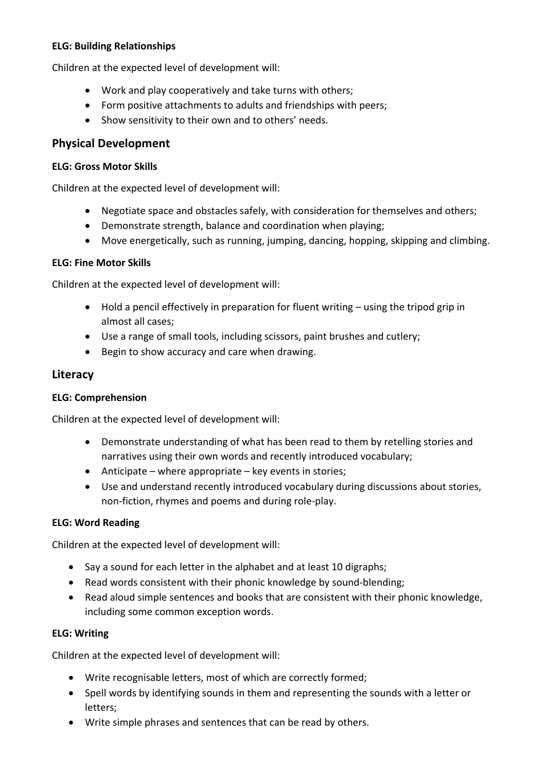**ELG: Building Relationships**

Children at the expected level of development will:

- Work and play cooperatively and take turns with others;
- Form positive attachments to adults and friendships with peers;
- Show sensitivity to their own and to others' needs.

## Physical Development

**ELG: Gross Motor Skills**

Children at the expected level of development will:

- Negotiate space and obstacles safely, with consideration for themselves and others;
- Demonstrate strength, balance and coordination when playing;
- Move energetically, such as running, jumping, dancing, hopping, skipping and climbing.

**ELG: Fine Motor Skills**

Children at the expected level of development will:

- Hold a pencil effectively in preparation for fluent writing – using the tripod grip in almost all cases;
- Use a range of small tools, including scissors, paint brushes and cutlery;
- Begin to show accuracy and care when drawing.

## Literacy

**ELG: Comprehension**

Children at the expected level of development will:

- Demonstrate understanding of what has been read to them by retelling stories and narratives using their own words and recently introduced vocabulary;
- Anticipate – where appropriate – key events in stories;
- Use and understand recently introduced vocabulary during discussions about stories, non-fiction, rhymes and poems and during role-play.

**ELG: Word Reading**

Children at the expected level of development will:

- Say a sound for each letter in the alphabet and at least 10 digraphs;
- Read words consistent with their phonic knowledge by sound-blending;
- Read aloud simple sentences and books that are consistent with their phonic knowledge, including some common exception words.

**ELG: Writing**

Children at the expected level of development will:

- Write recognisable letters, most of which are correctly formed;
- Spell words by identifying sounds in them and representing the sounds with a letter or letters;
- Write simple phrases and sentences that can be read by others.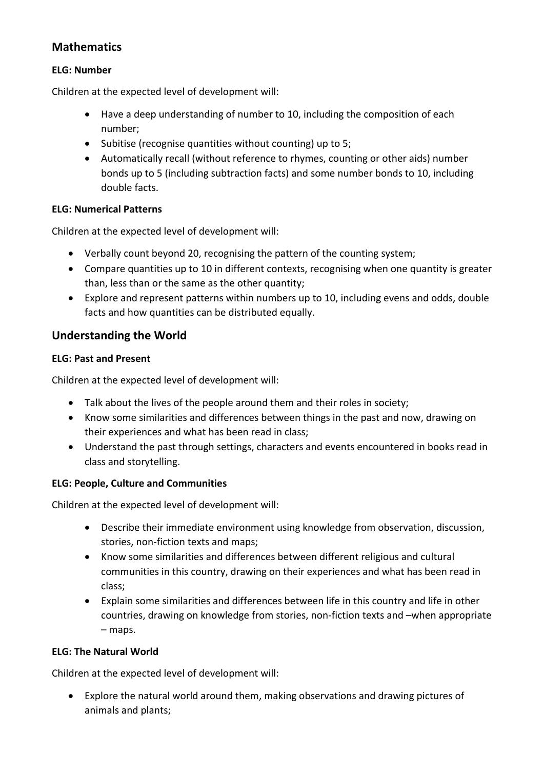## Mathematics

**ELG: Number**

Children at the expected level of development will:

- Have a deep understanding of number to 10, including the composition of each number;
- Subitise (recognise quantities without counting) up to 5;
- Automatically recall (without reference to rhymes, counting or other aids) number bonds up to 5 (including subtraction facts) and some number bonds to 10, including double facts.

**ELG: Numerical Patterns**

Children at the expected level of development will:

- Verbally count beyond 20, recognising the pattern of the counting system;
- Compare quantities up to 10 in different contexts, recognising when one quantity is greater than, less than or the same as the other quantity;
- Explore and represent patterns within numbers up to 10, including evens and odds, double facts and how quantities can be distributed equally.

## Understanding the World

**ELG: Past and Present**

Children at the expected level of development will:

- Talk about the lives of the people around them and their roles in society;
- Know some similarities and differences between things in the past and now, drawing on their experiences and what has been read in class;
- Understand the past through settings, characters and events encountered in books read in class and storytelling.

**ELG: People, Culture and Communities**

Children at the expected level of development will:

- Describe their immediate environment using knowledge from observation, discussion, stories, non-fiction texts and maps;
- Know some similarities and differences between different religious and cultural communities in this country, drawing on their experiences and what has been read in class;
- Explain some similarities and differences between life in this country and life in other countries, drawing on knowledge from stories, non-fiction texts and –when appropriate – maps.

**ELG: The Natural World**

Children at the expected level of development will:

- Explore the natural world around them, making observations and drawing pictures of animals and plants;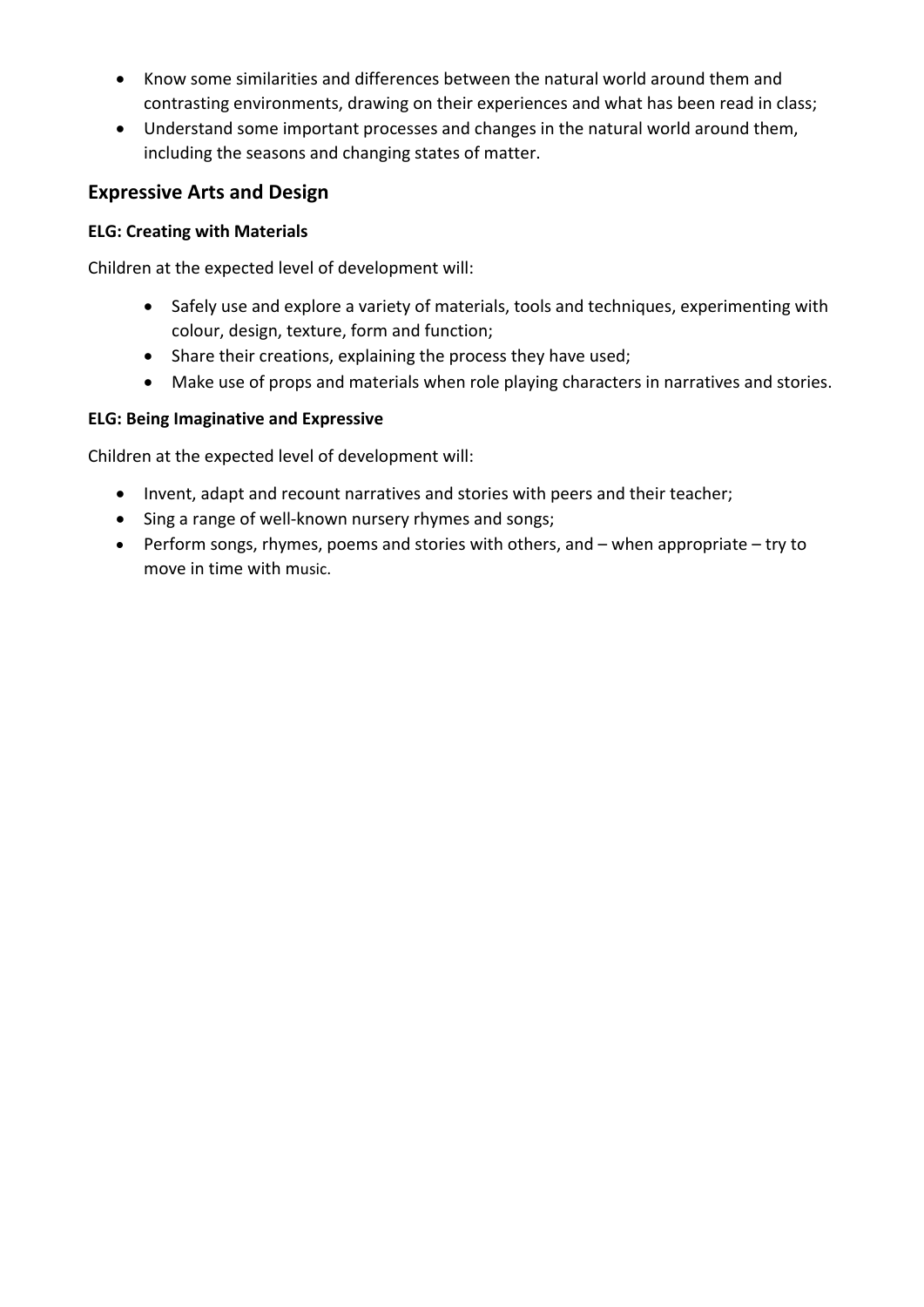- Know some similarities and differences between the natural world around them and contrasting environments, drawing on their experiences and what has been read in class;
- Understand some important processes and changes in the natural world around them, including the seasons and changing states of matter.

## Expressive Arts and Design

**ELG: Creating with Materials**

Children at the expected level of development will:

- Safely use and explore a variety of materials, tools and techniques, experimenting with colour, design, texture, form and function;
- Share their creations, explaining the process they have used;
- Make use of props and materials when role playing characters in narratives and stories.

**ELG: Being Imaginative and Expressive**

Children at the expected level of development will:

- Invent, adapt and recount narratives and stories with peers and their teacher;
- Sing a range of well-known nursery rhymes and songs;
- Perform songs, rhymes, poems and stories with others, and – when appropriate – try to move in time with music.